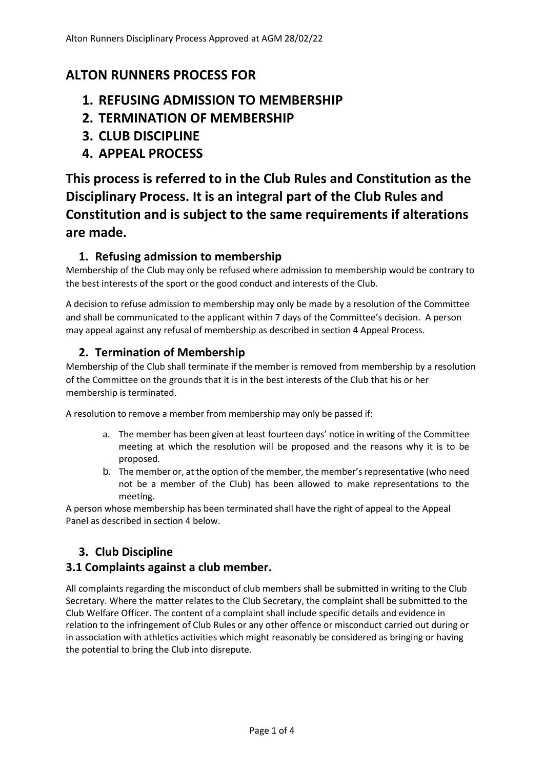# ALTON RUNNERS PROCESS FOR

1. **REFUSING ADMISSION TO MEMBERSHIP**
2. **TERMINATION OF MEMBERSHIP**
3. **CLUB DISCIPLINE**
4. **APPEAL PROCESS**

## This process is referred to in the Club Rules and Constitution as the Disciplinary Process. It is an integral part of the Club Rules and Constitution and is subject to the same requirements if alterations are made.

### 1. Refusing admission to membership

Membership of the Club may only be refused where admission to membership would be contrary to the best interests of the sport or the good conduct and interests of the Club.

A decision to refuse admission to membership may only be made by a resolution of the Committee and shall be communicated to the applicant within 7 days of the Committee's decision. A person may appeal against any refusal of membership as described in section 4 Appeal Process.

### 2. Termination of Membership

Membership of the Club shall terminate if the member is removed from membership by a resolution of the Committee on the grounds that it is in the best interests of the Club that his or her membership is terminated.

A resolution to remove a member from membership may only be passed if:

a. The member has been given at least fourteen days' notice in writing of the Committee meeting at which the resolution will be proposed and the reasons why it is to be proposed.
b. The member or, at the option of the member, the member's representative (who need not be a member of the Club) has been allowed to make representations to the meeting.

A person whose membership has been terminated shall have the right of appeal to the Appeal Panel as described in section 4 below.

### 3. Club Discipline

### 3.1 Complaints against a club member.

All complaints regarding the misconduct of club members shall be submitted in writing to the Club Secretary. Where the matter relates to the Club Secretary, the complaint shall be submitted to the Club Welfare Officer. The content of a complaint shall include specific details and evidence in relation to the infringement of Club Rules or any other offence or misconduct carried out during or in association with athletics activities which might reasonably be considered as bringing or having the potential to bring the Club into disrepute.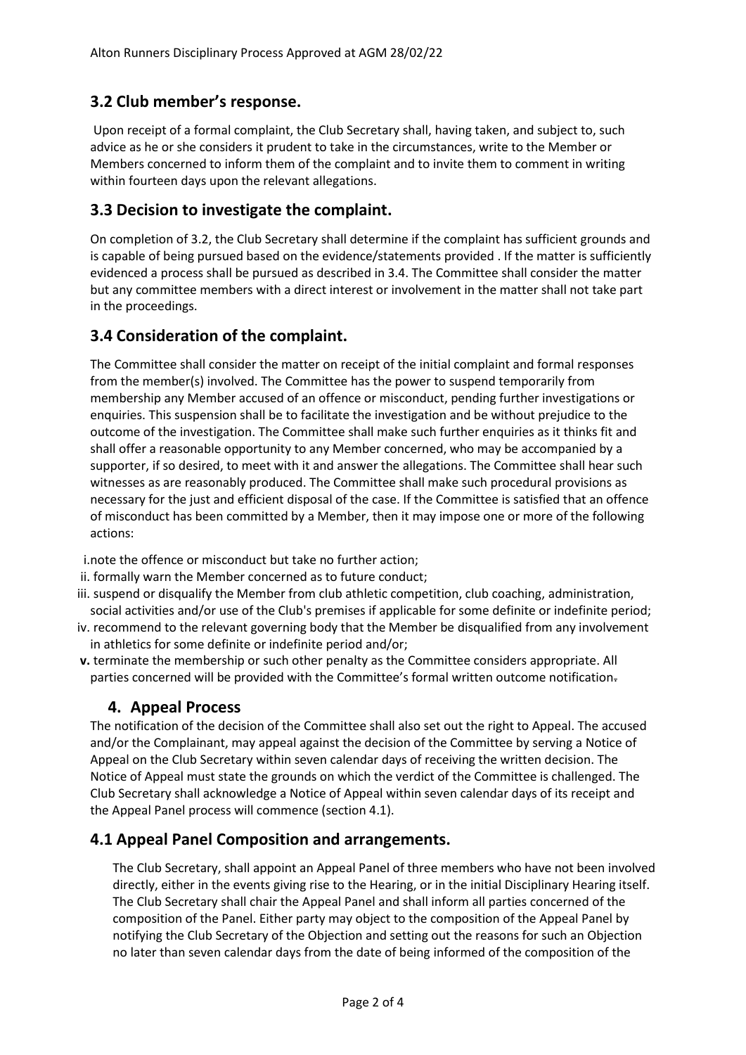## 3.2 Club member's response.

Upon receipt of a formal complaint, the Club Secretary shall, having taken, and subject to, such advice as he or she considers it prudent to take in the circumstances, write to the Member or Members concerned to inform them of the complaint and to invite them to comment in writing within fourteen days upon the relevant allegations.

## 3.3 Decision to investigate the complaint.

On completion of 3.2, the Club Secretary shall determine if the complaint has sufficient grounds and is capable of being pursued based on the evidence/statements provided . If the matter is sufficiently evidenced a process shall be pursued as described in 3.4. The Committee shall consider the matter but any committee members with a direct interest or involvement in the matter shall not take part in the proceedings.

## 3.4 Consideration of the complaint.

The Committee shall consider the matter on receipt of the initial complaint and formal responses from the member(s) involved. The Committee has the power to suspend temporarily from membership any Member accused of an offence or misconduct, pending further investigations or enquiries. This suspension shall be to facilitate the investigation and be without prejudice to the outcome of the investigation. The Committee shall make such further enquiries as it thinks fit and shall offer a reasonable opportunity to any Member concerned, who may be accompanied by a supporter, if so desired, to meet with it and answer the allegations. The Committee shall hear such witnesses as are reasonably produced. The Committee shall make such procedural provisions as necessary for the just and efficient disposal of the case. If the Committee is satisfied that an offence of misconduct has been committed by a Member, then it may impose one or more of the following actions:

i. note the offence or misconduct but take no further action;
ii. formally warn the Member concerned as to future conduct;
iii. suspend or disqualify the Member from club athletic competition, club coaching, administration, social activities and/or use of the Club's premises if applicable for some definite or indefinite period;
iv. recommend to the relevant governing body that the Member be disqualified from any involvement in athletics for some definite or indefinite period and/or;
**v.** terminate the membership or such other penalty as the Committee considers appropriate. All parties concerned will be provided with the Committee's formal written outcome notification.

## 4. Appeal Process

The notification of the decision of the Committee shall also set out the right to Appeal. The accused and/or the Complainant, may appeal against the decision of the Committee by serving a Notice of Appeal on the Club Secretary within seven calendar days of receiving the written decision. The Notice of Appeal must state the grounds on which the verdict of the Committee is challenged. The Club Secretary shall acknowledge a Notice of Appeal within seven calendar days of its receipt and the Appeal Panel process will commence (section 4.1).

## 4.1 Appeal Panel Composition and arrangements.

The Club Secretary, shall appoint an Appeal Panel of three members who have not been involved directly, either in the events giving rise to the Hearing, or in the initial Disciplinary Hearing itself. The Club Secretary shall chair the Appeal Panel and shall inform all parties concerned of the composition of the Panel. Either party may object to the composition of the Appeal Panel by notifying the Club Secretary of the Objection and setting out the reasons for such an Objection no later than seven calendar days from the date of being informed of the composition of the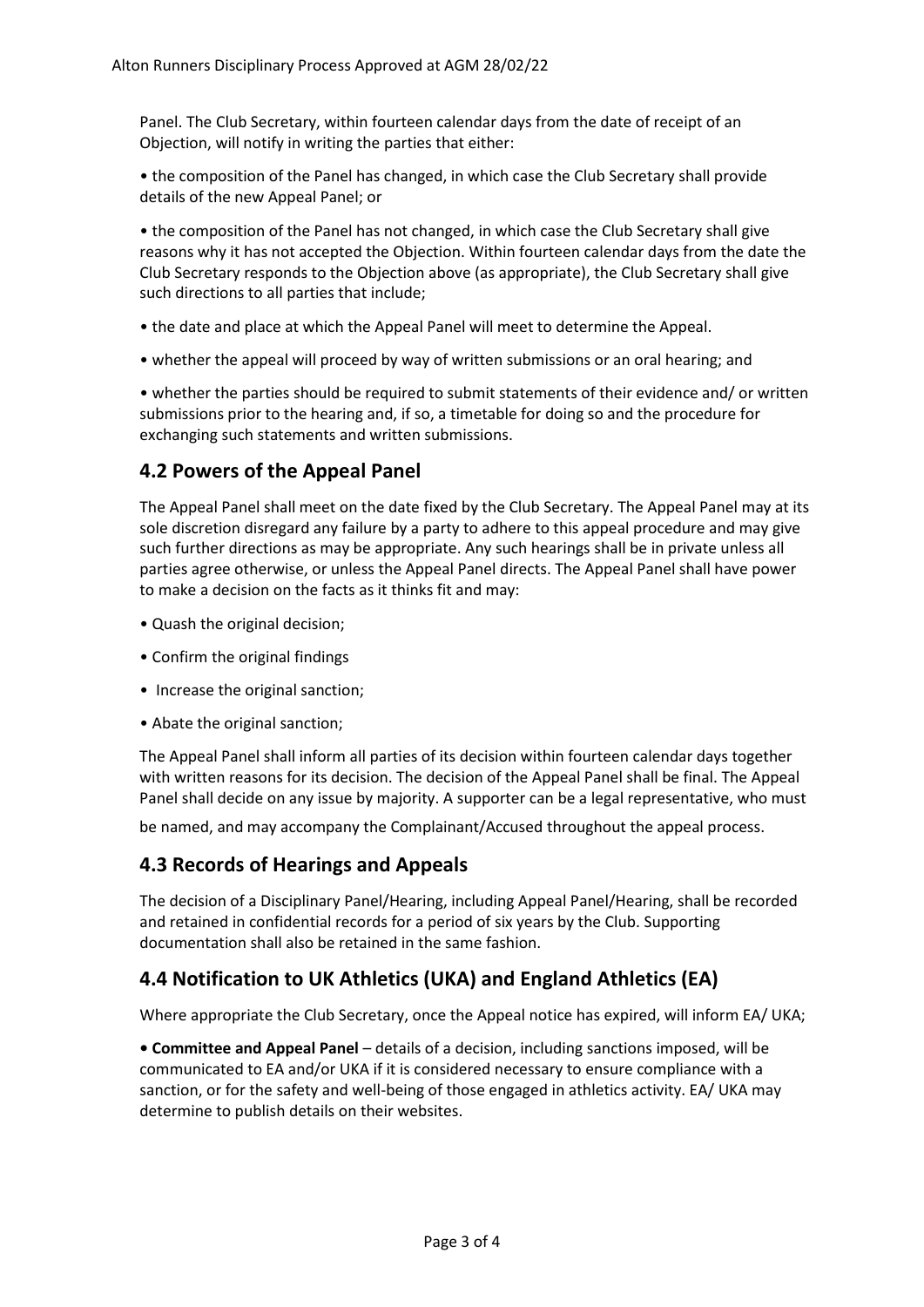Panel. The Club Secretary, within fourteen calendar days from the date of receipt of an Objection, will notify in writing the parties that either:

- the composition of the Panel has changed, in which case the Club Secretary shall provide details of the new Appeal Panel; or
- the composition of the Panel has not changed, in which case the Club Secretary shall give reasons why it has not accepted the Objection. Within fourteen calendar days from the date the Club Secretary responds to the Objection above (as appropriate), the Club Secretary shall give such directions to all parties that include;
- the date and place at which the Appeal Panel will meet to determine the Appeal.
- whether the appeal will proceed by way of written submissions or an oral hearing; and
- whether the parties should be required to submit statements of their evidence and/ or written submissions prior to the hearing and, if so, a timetable for doing so and the procedure for exchanging such statements and written submissions.

## 4.2 Powers of the Appeal Panel

The Appeal Panel shall meet on the date fixed by the Club Secretary. The Appeal Panel may at its sole discretion disregard any failure by a party to adhere to this appeal procedure and may give such further directions as may be appropriate. Any such hearings shall be in private unless all parties agree otherwise, or unless the Appeal Panel directs. The Appeal Panel shall have power to make a decision on the facts as it thinks fit and may:

- Quash the original decision;
- Confirm the original findings
- Increase the original sanction;
- Abate the original sanction;

The Appeal Panel shall inform all parties of its decision within fourteen calendar days together with written reasons for its decision. The decision of the Appeal Panel shall be final. The Appeal Panel shall decide on any issue by majority. A supporter can be a legal representative, who must be named, and may accompany the Complainant/Accused throughout the appeal process.

## 4.3 Records of Hearings and Appeals

The decision of a Disciplinary Panel/Hearing, including Appeal Panel/Hearing, shall be recorded and retained in confidential records for a period of six years by the Club. Supporting documentation shall also be retained in the same fashion.

## 4.4 Notification to UK Athletics (UKA) and England Athletics (EA)

Where appropriate the Club Secretary, once the Appeal notice has expired, will inform EA/ UKA;

- **Committee and Appeal Panel** – details of a decision, including sanctions imposed, will be communicated to EA and/or UKA if it is considered necessary to ensure compliance with a sanction, or for the safety and well-being of those engaged in athletics activity. EA/ UKA may determine to publish details on their websites.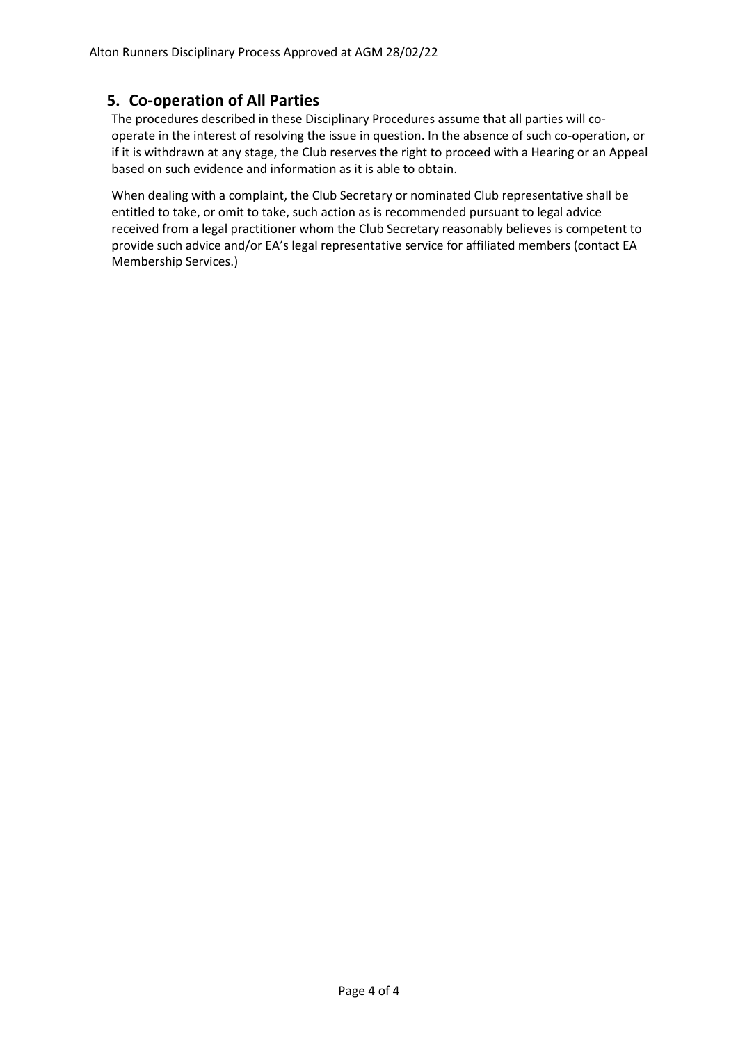## 5. Co-operation of All Parties

The procedures described in these Disciplinary Procedures assume that all parties will co-operate in the interest of resolving the issue in question. In the absence of such co-operation, or if it is withdrawn at any stage, the Club reserves the right to proceed with a Hearing or an Appeal based on such evidence and information as it is able to obtain.

When dealing with a complaint, the Club Secretary or nominated Club representative shall be entitled to take, or omit to take, such action as is recommended pursuant to legal advice received from a legal practitioner whom the Club Secretary reasonably believes is competent to provide such advice and/or EA's legal representative service for affiliated members (contact EA Membership Services.)